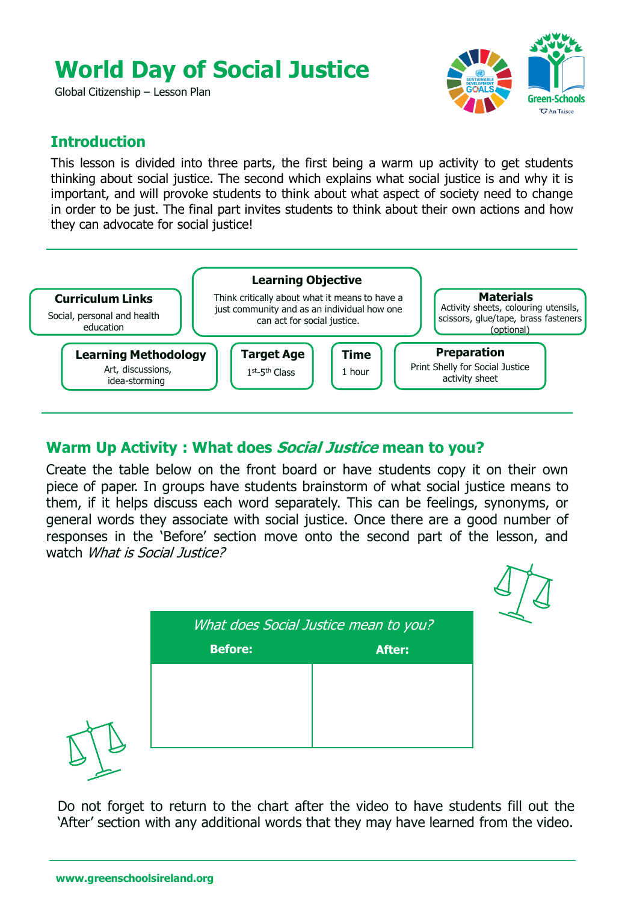# World Day of Social Justice

Global Citizenship – Lesson Plan

## Introduction

This lesson is divided into three parts, the first being a warm up activity to get students thinking about social justice. The second which explains what social justice is and why it is important, and will provoke students to think about what aspect of society need to change in order to be just. The final part invites students to think about their own actions and how they can advocate for social justice!

**Curriculum Links**
Social, personal and health education

**Learning Objective**
Think critically about what it means to have a just community and as an individual how one can act for social justice.

**Materials**
Activity sheets, colouring utensils, scissors, glue/tape, brass fasteners (optional)

**Learning Methodology**
Art, discussions, idea-storming

**Target Age**
1st-5th Class

**Time**
1 hour

**Preparation**
Print Shelly for Social Justice activity sheet

## Warm Up Activity : What does *Social Justice* mean to you?

Create the table below on the front board or have students copy it on their own piece of paper. In groups have students brainstorm of what social justice means to them, if it helps discuss each word separately. This can be feelings, synonyms, or general words they associate with social justice. Once there are a good number of responses in the 'Before' section move onto the second part of the lesson, and watch *What is Social Justice?*

| *What does Social Justice mean to you?* | |
|---|---|
| **Before:** | **After:** |
| | |

Do not forget to return to the chart after the video to have students fill out the 'After' section with any additional words that they may have learned from the video.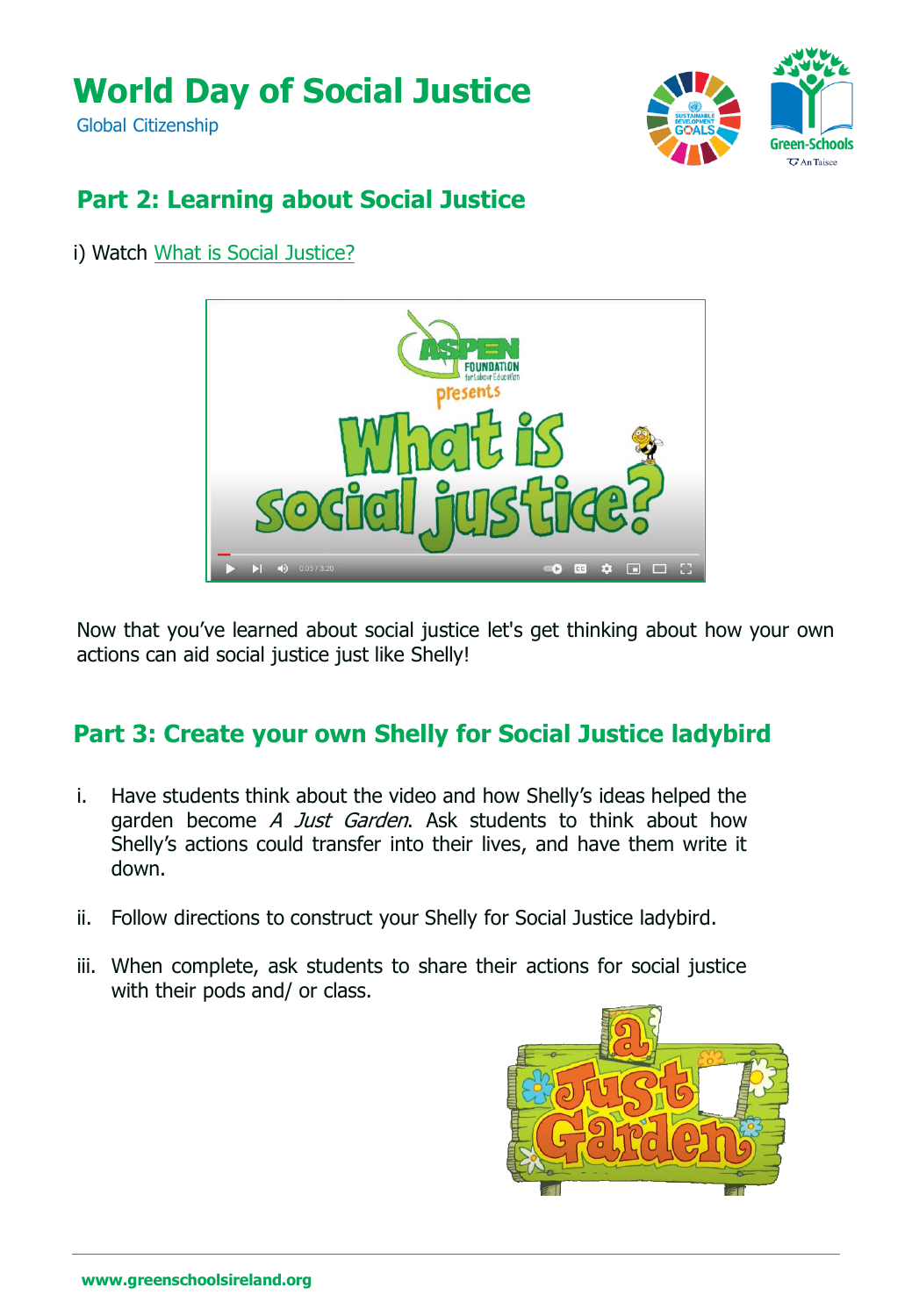# World Day of Social Justice

Global Citizenship

## Part 2: Learning about Social Justice

i) Watch What is Social Justice?

Now that you've learned about social justice let's get thinking about how your own actions can aid social justice just like Shelly!

## Part 3: Create your own Shelly for Social Justice ladybird

i. Have students think about the video and how Shelly's ideas helped the garden become *A Just Garden*. Ask students to think about how Shelly's actions could transfer into their lives, and have them write it down.

ii. Follow directions to construct your Shelly for Social Justice ladybird.

iii. When complete, ask students to share their actions for social justice with their pods and/ or class.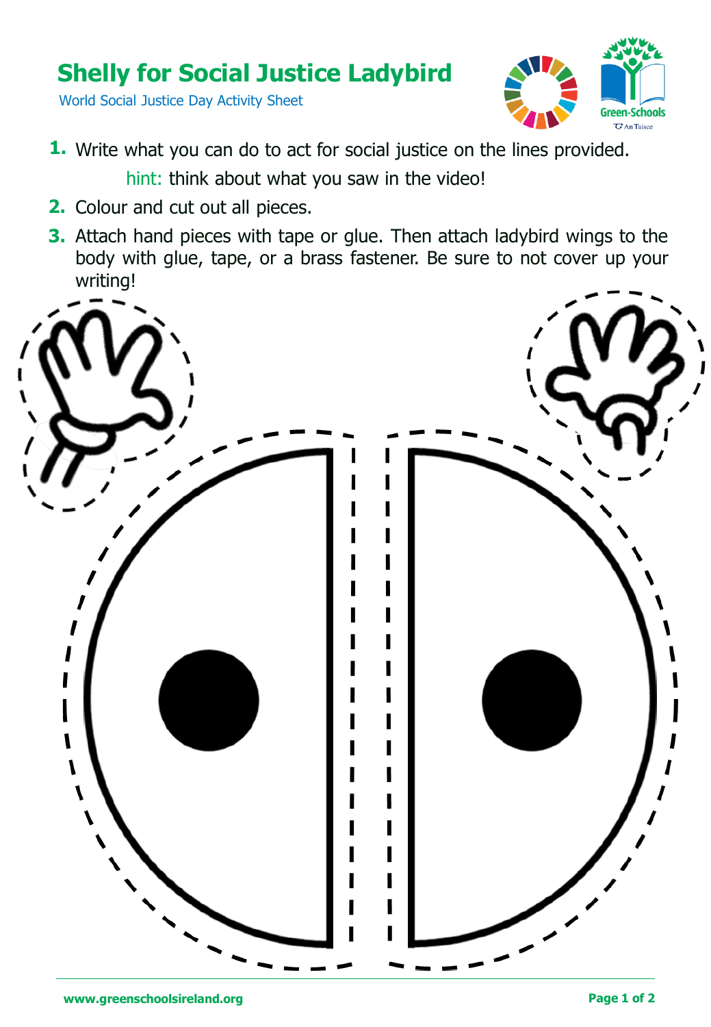# Shelly for Social Justice Ladybird

World Social Justice Day Activity Sheet

1. Write what you can do to act for social justice on the lines provided.
   hint: think about what you saw in the video!
2. Colour and cut out all pieces.
3. Attach hand pieces with tape or glue. Then attach ladybird wings to the body with glue, tape, or a brass fastener. Be sure to not cover up your writing!

www.greenschoolsireland.org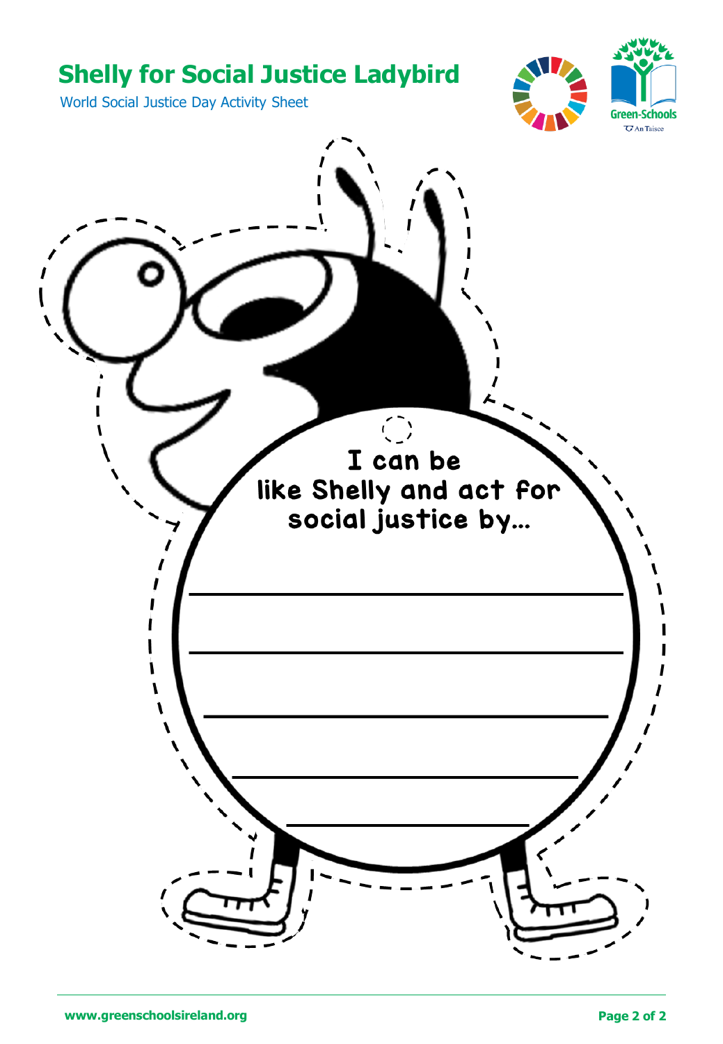# Shelly for Social Justice Ladybird

World Social Justice Day Activity Sheet

I can be like Shelly and act for social justice by...

\_\_\_\_\_\_\_\_\_\_\_\_\_\_\_\_\_\_\_\_\_\_\_\_\_\_\_\_\_\_\_\_\_\_\_\_\_\_\_\_

\_\_\_\_\_\_\_\_\_\_\_\_\_\_\_\_\_\_\_\_\_\_\_\_\_\_\_\_\_\_\_\_\_\_\_\_\_\_\_\_

\_\_\_\_\_\_\_\_\_\_\_\_\_\_\_\_\_\_\_\_\_\_\_\_\_\_\_\_\_\_\_\_\_\_\_\_\_\_

\_\_\_\_\_\_\_\_\_\_\_\_\_\_\_\_\_\_\_\_\_\_\_\_\_\_\_\_\_\_\_\_\_\_\_\_

\_\_\_\_\_\_\_\_\_\_\_\_\_\_\_\_\_\_\_\_\_\_\_\_\_\_\_\_\_\_

www.greenschoolsireland.org